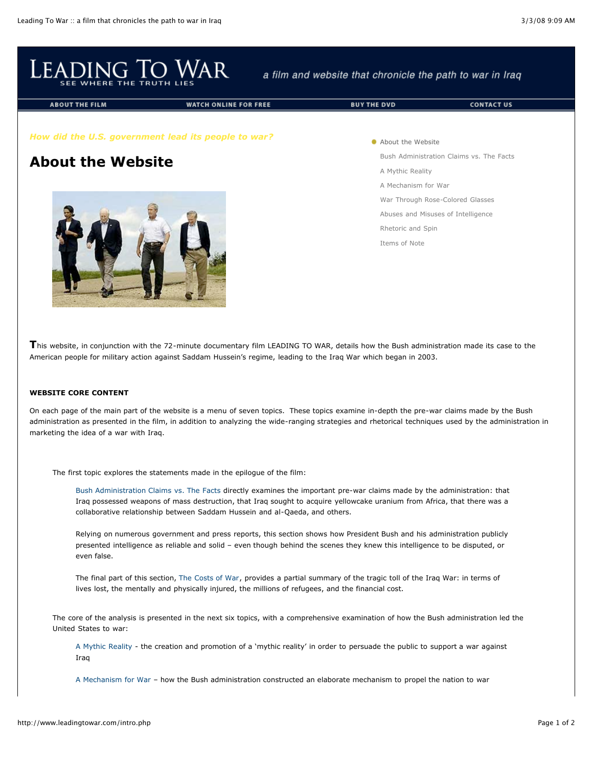# Leading To War

SEE WHERE THE TRUTH LIES

*a film and website that chronicle the path to war in Iraq*

ABOUT THE FILM | WATCH ONLINE FOR FREE | BUY THE DVD | CONTACT US

*How did the U.S. government lead its people to war?*

## About the Website

- About the Website
- Bush Administration Claims vs. The Facts
- A Mythic Reality
- A Mechanism for War
- War Through Rose-Colored Glasses
- Abuses and Misuses of Intelligence
- Rhetoric and Spin
- Items of Note

This website, in conjunction with the 72-minute documentary film LEADING TO WAR, details how the Bush administration made its case to the American people for military action against Saddam Hussein's regime, leading to the Iraq War which began in 2003.

**WEBSITE CORE CONTENT**

On each page of the main part of the website is a menu of seven topics. These topics examine in-depth the pre-war claims made by the Bush administration as presented in the film, in addition to analyzing the wide-ranging strategies and rhetorical techniques used by the administration in marketing the idea of a war with Iraq.

The first topic explores the statements made in the epilogue of the film:

Bush Administration Claims vs. The Facts directly examines the important pre-war claims made by the administration: that Iraq possessed weapons of mass destruction, that Iraq sought to acquire yellowcake uranium from Africa, that there was a collaborative relationship between Saddam Hussein and al-Qaeda, and others.

Relying on numerous government and press reports, this section shows how President Bush and his administration publicly presented intelligence as reliable and solid – even though behind the scenes they knew this intelligence to be disputed, or even false.

The final part of this section, The Costs of War, provides a partial summary of the tragic toll of the Iraq War: in terms of lives lost, the mentally and physically injured, the millions of refugees, and the financial cost.

The core of the analysis is presented in the next six topics, with a comprehensive examination of how the Bush administration led the United States to war:

A Mythic Reality - the creation and promotion of a 'mythic reality' in order to persuade the public to support a war against Iraq

A Mechanism for War – how the Bush administration constructed an elaborate mechanism to propel the nation to war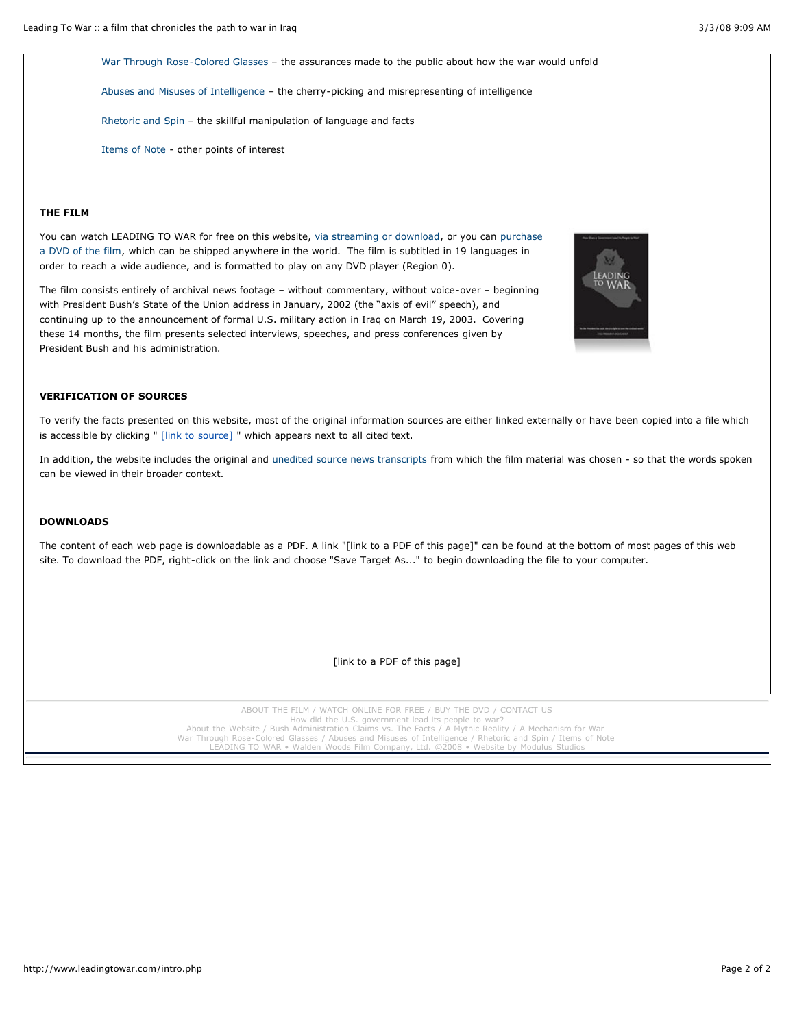War Through Rose-Colored Glasses – the assurances made to the public about how the war would unfold

Abuses and Misuses of Intelligence – the cherry-picking and misrepresenting of intelligence

Rhetoric and Spin – the skillful manipulation of language and facts

Items of Note - other points of interest

**THE FILM**

You can watch LEADING TO WAR for free on this website, via streaming or download, or you can purchase a DVD of the film, which can be shipped anywhere in the world. The film is subtitled in 19 languages in order to reach a wide audience, and is formatted to play on any DVD player (Region 0).

The film consists entirely of archival news footage – without commentary, without voice-over – beginning with President Bush's State of the Union address in January, 2002 (the "axis of evil" speech), and continuing up to the announcement of formal U.S. military action in Iraq on March 19, 2003. Covering these 14 months, the film presents selected interviews, speeches, and press conferences given by President Bush and his administration.

**VERIFICATION OF SOURCES**

To verify the facts presented on this website, most of the original information sources are either linked externally or have been copied into a file which is accessible by clicking " [link to source] " which appears next to all cited text.

In addition, the website includes the original and unedited source news transcripts from which the film material was chosen - so that the words spoken can be viewed in their broader context.

**DOWNLOADS**

The content of each web page is downloadable as a PDF. A link "[link to a PDF of this page]" can be found at the bottom of most pages of this web site. To download the PDF, right-click on the link and choose "Save Target As..." to begin downloading the file to your computer.

[link to a PDF of this page]

ABOUT THE FILM / WATCH ONLINE FOR FREE / BUY THE DVD / CONTACT US
How did the U.S. government lead its people to war?
About the Website / Bush Administration Claims vs. The Facts / A Mythic Reality / A Mechanism for War
War Through Rose-Colored Glasses / Abuses and Misuses of Intelligence / Rhetoric and Spin / Items of Note
LEADING TO WAR • Walden Woods Film Company, Ltd. ©2008 • Website by Modulus Studios